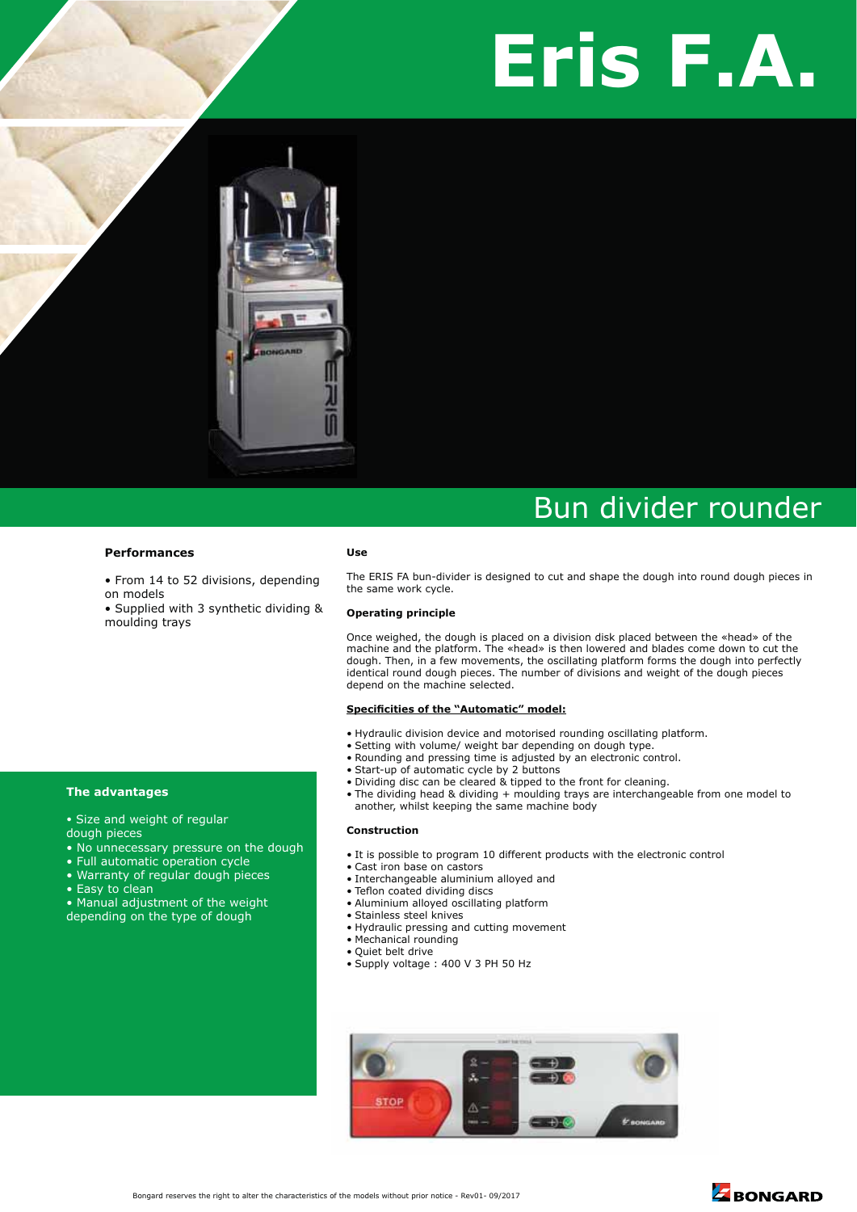# Eris F.A.

## Bun divider rounder

### Performances

- From 14 to 52 divisions, depending on models
- Supplied with 3 synthetic dividing & moulding trays

### The advantages

- Size and weight of regular dough pieces
- No unnecessary pressure on the dough
- Full automatic operation cycle
- Warranty of regular dough pieces
- Easy to clean
- Manual adjustment of the weight depending on the type of dough

### Use

The ERIS FA bun-divider is designed to cut and shape the dough into round dough pieces in the same work cycle.

### Operating principle

Once weighed, the dough is placed on a division disk placed between the «head» of the machine and the platform. The «head» is then lowered and blades come down to cut the dough. Then, in a few movements, the oscillating platform forms the dough into perfectly identical round dough pieces. The number of divisions and weight of the dough pieces depend on the machine selected.

**Specificities of the "Automatic" model:**

- Hydraulic division device and motorised rounding oscillating platform.
- Setting with volume/ weight bar depending on dough type.
- Rounding and pressing time is adjusted by an electronic control.
- Start-up of automatic cycle by 2 buttons
- Dividing disc can be cleared & tipped to the front for cleaning.
- The dividing head & dividing + moulding trays are interchangeable from one model to another, whilst keeping the same machine body

### Construction

- It is possible to program 10 different products with the electronic control
- Cast iron base on castors
- Interchangeable aluminium alloyed and
- Teflon coated dividing discs
- Aluminium alloyed oscillating platform
- Stainless steel knives
- Hydraulic pressing and cutting movement
- Mechanical rounding
- Quiet belt drive
- Supply voltage : 400 V 3 PH 50 Hz

Bongard reserves the right to alter the characteristics of the models without prior notice - Rev01- 09/2017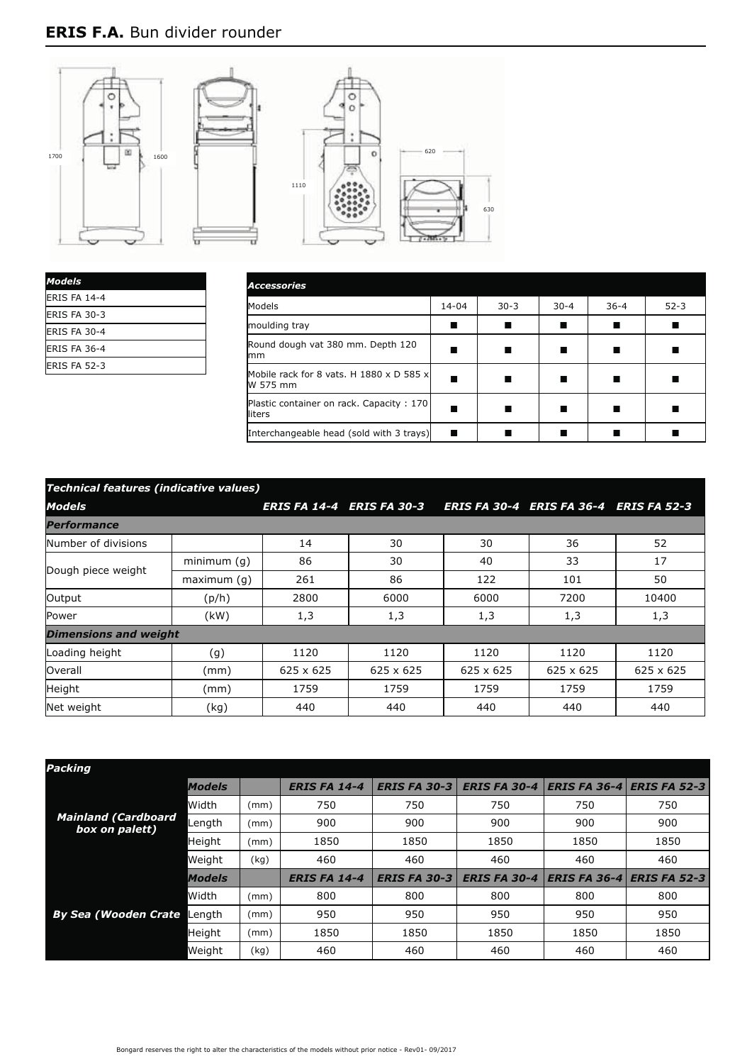# **ERIS F.A.** Bun divider rounder

1700

1600

1110

620

630

| *Models* |
|---|
| ERIS FA 14-4 |
| ERIS FA 30-3 |
| ERIS FA 30-4 |
| ERIS FA 36-4 |
| ERIS FA 52-3 |

| *Accessories* | | | | | |
|---|---|---|---|---|---|
| Models | 14-04 | 30-3 | 30-4 | 36-4 | 52-3 |
| moulding tray | ■ | ■ | ■ | ■ | ■ |
| Round dough vat 380 mm. Depth 120 mm | ■ | ■ | ■ | ■ | ■ |
| Mobile rack for 8 vats. H 1880 x D 585 x W 575 mm | ■ | ■ | ■ | ■ | ■ |
| Plastic container on rack. Capacity : 170 liters | ■ | ■ | ■ | ■ | ■ |
| Interchangeable head (sold with 3 trays) | ■ | ■ | ■ | ■ | ■ |

| *Technical features (indicative values)* | | | | | | |
|---|---|---|---|---|---|---|
| *Models* | | *ERIS FA 14-4* | *ERIS FA 30-3* | *ERIS FA 30-4* | *ERIS FA 36-4* | *ERIS FA 52-3* |
| *Performance* | | | | | | |
| Number of divisions | | 14 | 30 | 30 | 36 | 52 |
| Dough piece weight | minimum (g) | 86 | 30 | 40 | 33 | 17 |
| | maximum (g) | 261 | 86 | 122 | 101 | 50 |
| Output | (p/h) | 2800 | 6000 | 6000 | 7200 | 10400 |
| Power | (kW) | 1,3 | 1,3 | 1,3 | 1,3 | 1,3 |
| *Dimensions and weight* | | | | | | |
| Loading height | (g) | 1120 | 1120 | 1120 | 1120 | 1120 |
| Overall | (mm) | 625 x 625 | 625 x 625 | 625 x 625 | 625 x 625 | 625 x 625 |
| Height | (mm) | 1759 | 1759 | 1759 | 1759 | 1759 |
| Net weight | (kg) | 440 | 440 | 440 | 440 | 440 |

| *Packing* | | | | | | | |
|---|---|---|---|---|---|---|---|
| ***Mainland (Cardboard box on palett)*** | *Models* | | *ERIS FA 14-4* | *ERIS FA 30-3* | *ERIS FA 30-4* | *ERIS FA 36-4* | *ERIS FA 52-3* |
| | Width | (mm) | 750 | 750 | 750 | 750 | 750 |
| | Length | (mm) | 900 | 900 | 900 | 900 | 900 |
| | Height | (mm) | 1850 | 1850 | 1850 | 1850 | 1850 |
| | Weight | (kg) | 460 | 460 | 460 | 460 | 460 |
| ***By Sea (Wooden Crate*** | *Models* | | *ERIS FA 14-4* | *ERIS FA 30-3* | *ERIS FA 30-4* | *ERIS FA 36-4* | *ERIS FA 52-3* |
| | Width | (mm) | 800 | 800 | 800 | 800 | 800 |
| | Length | (mm) | 950 | 950 | 950 | 950 | 950 |
| | Height | (mm) | 1850 | 1850 | 1850 | 1850 | 1850 |
| | Weight | (kg) | 460 | 460 | 460 | 460 | 460 |

Bongard reserves the right to alter the characteristics of the models without prior notice - Rev01- 09/2017